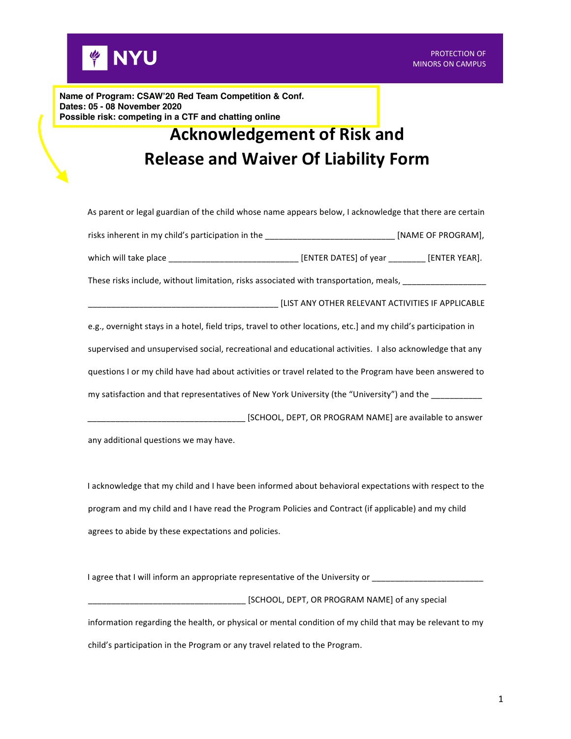NYU

PROTECTION OF MINORS ON CAMPUS

**Name of Program: CSAW'20 Red Team Competition & Conf.**
**Dates: 05 - 08 November 2020**
**Possible risk: competing in a CTF and chatting online**

# Acknowledgement of Risk and Release and Waiver Of Liability Form

As parent or legal guardian of the child whose name appears below, I acknowledge that there are certain risks inherent in my child's participation in the ___________________________ [NAME OF PROGRAM], which will take place ___________________________ [ENTER DATES] of year ________ [ENTER YEAR]. These risks include, without limitation, risks associated with transportation, meals, __________________ __________________________________________ [LIST ANY OTHER RELEVANT ACTIVITIES IF APPLICABLE e.g., overnight stays in a hotel, field trips, travel to other locations, etc.] and my child's participation in supervised and unsupervised social, recreational and educational activities. I also acknowledge that any questions I or my child have had about activities or travel related to the Program have been answered to my satisfaction and that representatives of New York University (the "University") and the ___________ __________________________________ [SCHOOL, DEPT, OR PROGRAM NAME] are available to answer any additional questions we may have.

I acknowledge that my child and I have been informed about behavioral expectations with respect to the program and my child and I have read the Program Policies and Contract (if applicable) and my child agrees to abide by these expectations and policies.

I agree that I will inform an appropriate representative of the University or ________________________ __________________________________ [SCHOOL, DEPT, OR PROGRAM NAME] of any special information regarding the health, or physical or mental condition of my child that may be relevant to my child's participation in the Program or any travel related to the Program.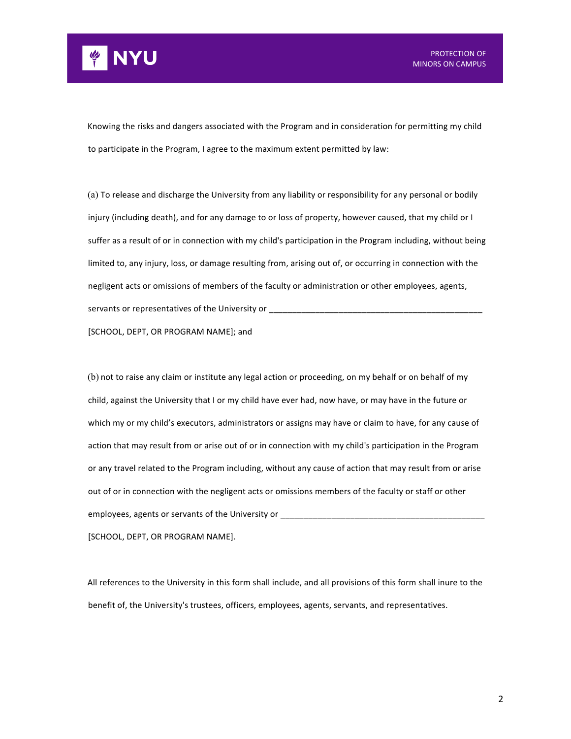Knowing the risks and dangers associated with the Program and in consideration for permitting my child to participate in the Program, I agree to the maximum extent permitted by law:

(a) To release and discharge the University from any liability or responsibility for any personal or bodily injury (including death), and for any damage to or loss of property, however caused, that my child or I suffer as a result of or in connection with my child's participation in the Program including, without being limited to, any injury, loss, or damage resulting from, arising out of, or occurring in connection with the negligent acts or omissions of members of the faculty or administration or other employees, agents, servants or representatives of the University or ______________________________________________ [SCHOOL, DEPT, OR PROGRAM NAME]; and

(b) not to raise any claim or institute any legal action or proceeding, on my behalf or on behalf of my child, against the University that I or my child have ever had, now have, or may have in the future or which my or my child's executors, administrators or assigns may have or claim to have, for any cause of action that may result from or arise out of or in connection with my child's participation in the Program or any travel related to the Program including, without any cause of action that may result from or arise out of or in connection with the negligent acts or omissions members of the faculty or staff or other employees, agents or servants of the University or ____________________________________________ [SCHOOL, DEPT, OR PROGRAM NAME].

All references to the University in this form shall include, and all provisions of this form shall inure to the benefit of, the University's trustees, officers, employees, agents, servants, and representatives.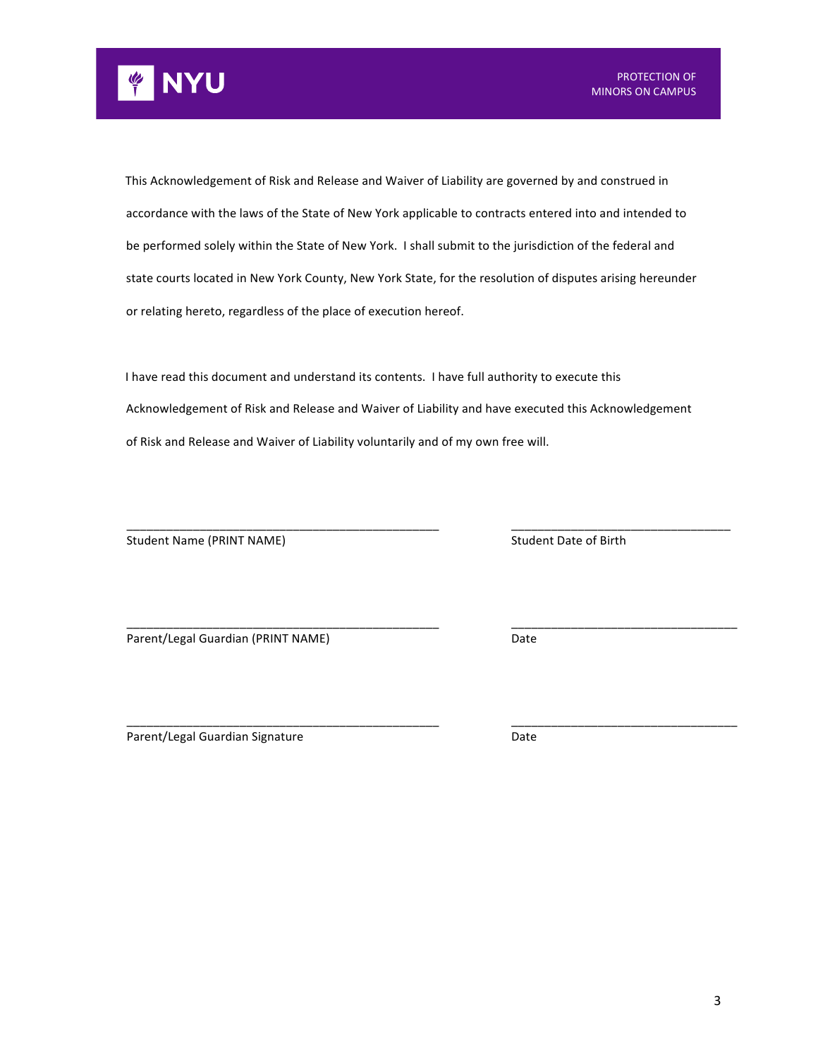This Acknowledgement of Risk and Release and Waiver of Liability are governed by and construed in accordance with the laws of the State of New York applicable to contracts entered into and intended to be performed solely within the State of New York. I shall submit to the jurisdiction of the federal and state courts located in New York County, New York State, for the resolution of disputes arising hereunder or relating hereto, regardless of the place of execution hereof.

I have read this document and understand its contents. I have full authority to execute this Acknowledgement of Risk and Release and Waiver of Liability and have executed this Acknowledgement of Risk and Release and Waiver of Liability voluntarily and of my own free will.

| | |
|---|---|
| ________________________________________ | ______________________________ |
| Student Name (PRINT NAME) | Student Date of Birth |
| ________________________________________ | ______________________________ |
| Parent/Legal Guardian (PRINT NAME) | Date |
| ________________________________________ | ______________________________ |
| Parent/Legal Guardian Signature | Date |